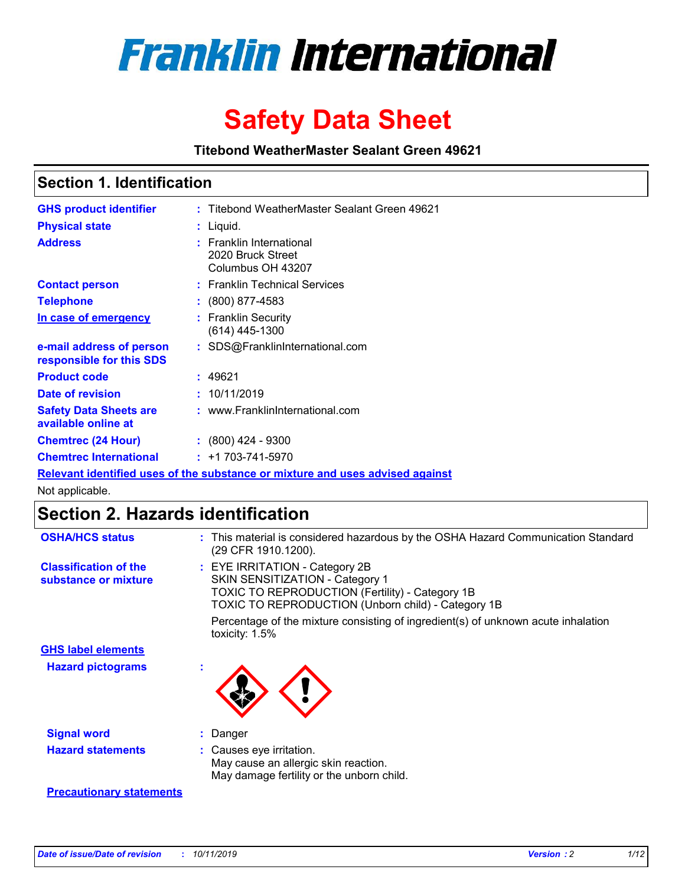# Franklin International

# Safety Data Sheet

**Titebond WeatherMaster Sealant Green 49621**

## Section 1. Identification

| | | |
|---|---|---|
| **GHS product identifier** | : | Titebond WeatherMaster Sealant Green 49621 |
| **Physical state** | : | Liquid. |
| **Address** | : | Franklin International<br>2020 Bruck Street<br>Columbus OH 43207 |
| **Contact person** | : | Franklin Technical Services |
| **Telephone** | : | (800) 877-4583 |
| **In case of emergency** | : | Franklin Security<br>(614) 445-1300 |
| **e-mail address of person responsible for this SDS** | : | SDS@FranklinInternational.com |
| **Product code** | : | 49621 |
| **Date of revision** | : | 10/11/2019 |
| **Safety Data Sheets are available online at** | : | www.FranklinInternational.com |
| **Chemtrec (24 Hour)** | : | (800) 424 - 9300 |
| **Chemtrec International** | : | +1 703-741-5970 |

**Relevant identified uses of the substance or mixture and uses advised against**

Not applicable.

## Section 2. Hazards identification

| | | |
|---|---|---|
| **OSHA/HCS status** | : | This material is considered hazardous by the OSHA Hazard Communication Standard (29 CFR 1910.1200). |
| **Classification of the substance or mixture** | : | EYE IRRITATION - Category 2B<br>SKIN SENSITIZATION - Category 1<br>TOXIC TO REPRODUCTION (Fertility) - Category 1B<br>TOXIC TO REPRODUCTION (Unborn child) - Category 1B<br><br>Percentage of the mixture consisting of ingredient(s) of unknown acute inhalation toxicity: 1.5% |

**GHS label elements**

| | | |
|---|---|---|
| **Hazard pictograms** | : | |
| **Signal word** | : | Danger |
| **Hazard statements** | : | Causes eye irritation.<br>May cause an allergic skin reaction.<br>May damage fertility or the unborn child. |

**Precautionary statements**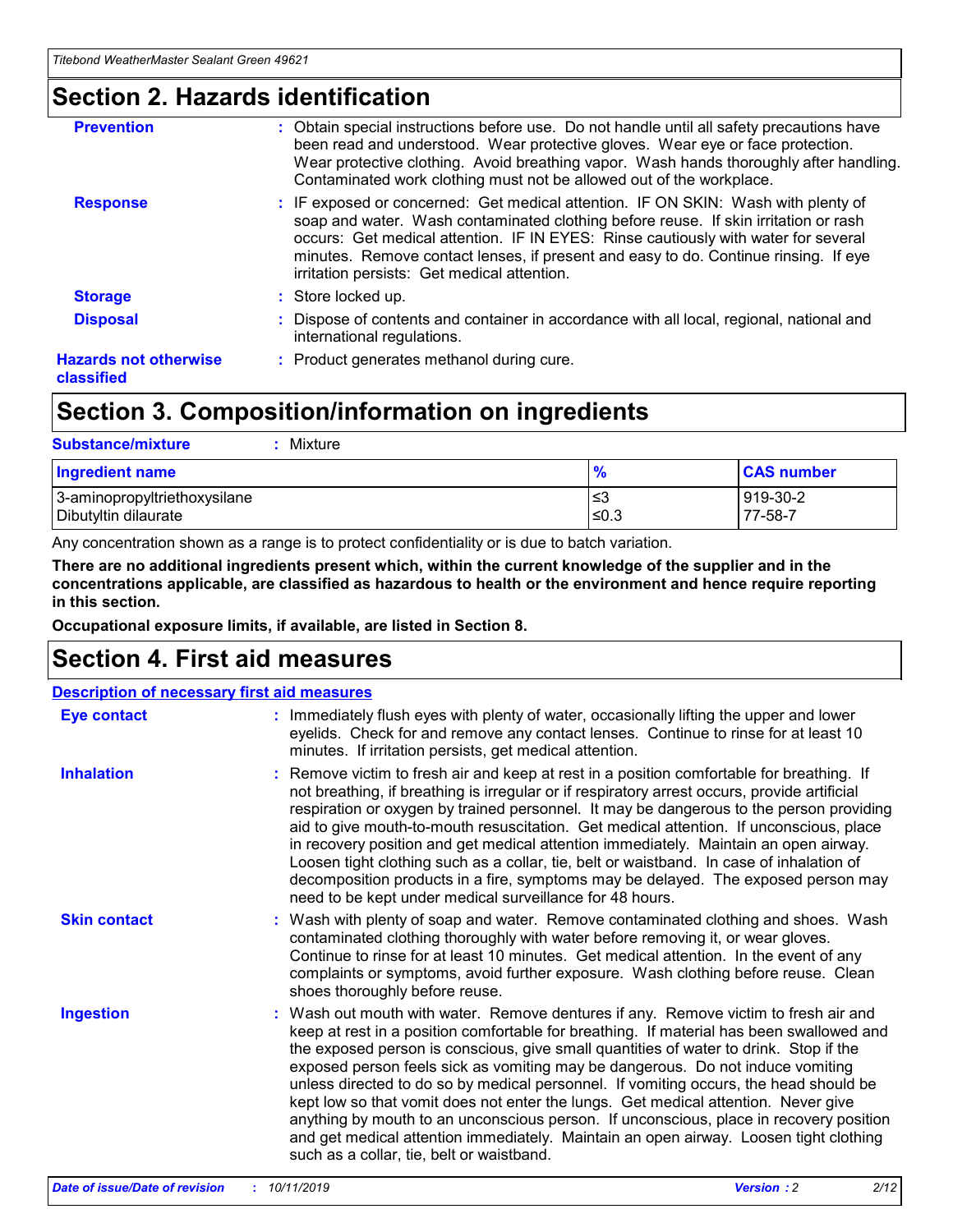# Section 2. Hazards identification

| | |
|---|---|
| **Prevention** | : Obtain special instructions before use. Do not handle until all safety precautions have been read and understood. Wear protective gloves. Wear eye or face protection. Wear protective clothing. Avoid breathing vapor. Wash hands thoroughly after handling. Contaminated work clothing must not be allowed out of the workplace. |
| **Response** | : IF exposed or concerned: Get medical attention. IF ON SKIN: Wash with plenty of soap and water. Wash contaminated clothing before reuse. If skin irritation or rash occurs: Get medical attention. IF IN EYES: Rinse cautiously with water for several minutes. Remove contact lenses, if present and easy to do. Continue rinsing. If eye irritation persists: Get medical attention. |
| **Storage** | : Store locked up. |
| **Disposal** | : Dispose of contents and container in accordance with all local, regional, national and international regulations. |
| **Hazards not otherwise classified** | : Product generates methanol during cure. |

# Section 3. Composition/information on ingredients

**Substance/mixture** : Mixture

| Ingredient name | % | CAS number |
|---|---|---|
| 3-aminopropyltriethoxysilane | ≤3 | 919-30-2 |
| Dibutyltin dilaurate | ≤0.3 | 77-58-7 |

Any concentration shown as a range is to protect confidentiality or is due to batch variation.

**There are no additional ingredients present which, within the current knowledge of the supplier and in the concentrations applicable, are classified as hazardous to health or the environment and hence require reporting in this section.**

**Occupational exposure limits, if available, are listed in Section 8.**

# Section 4. First aid measures

**Description of necessary first aid measures**

| | |
|---|---|
| **Eye contact** | : Immediately flush eyes with plenty of water, occasionally lifting the upper and lower eyelids. Check for and remove any contact lenses. Continue to rinse for at least 10 minutes. If irritation persists, get medical attention. |
| **Inhalation** | : Remove victim to fresh air and keep at rest in a position comfortable for breathing. If not breathing, if breathing is irregular or if respiratory arrest occurs, provide artificial respiration or oxygen by trained personnel. It may be dangerous to the person providing aid to give mouth-to-mouth resuscitation. Get medical attention. If unconscious, place in recovery position and get medical attention immediately. Maintain an open airway. Loosen tight clothing such as a collar, tie, belt or waistband. In case of inhalation of decomposition products in a fire, symptoms may be delayed. The exposed person may need to be kept under medical surveillance for 48 hours. |
| **Skin contact** | : Wash with plenty of soap and water. Remove contaminated clothing and shoes. Wash contaminated clothing thoroughly with water before removing it, or wear gloves. Continue to rinse for at least 10 minutes. Get medical attention. In the event of any complaints or symptoms, avoid further exposure. Wash clothing before reuse. Clean shoes thoroughly before reuse. |
| **Ingestion** | : Wash out mouth with water. Remove dentures if any. Remove victim to fresh air and keep at rest in a position comfortable for breathing. If material has been swallowed and the exposed person is conscious, give small quantities of water to drink. Stop if the exposed person feels sick as vomiting may be dangerous. Do not induce vomiting unless directed to do so by medical personnel. If vomiting occurs, the head should be kept low so that vomit does not enter the lungs. Get medical attention. Never give anything by mouth to an unconscious person. If unconscious, place in recovery position and get medical attention immediately. Maintain an open airway. Loosen tight clothing such as a collar, tie, belt or waistband. |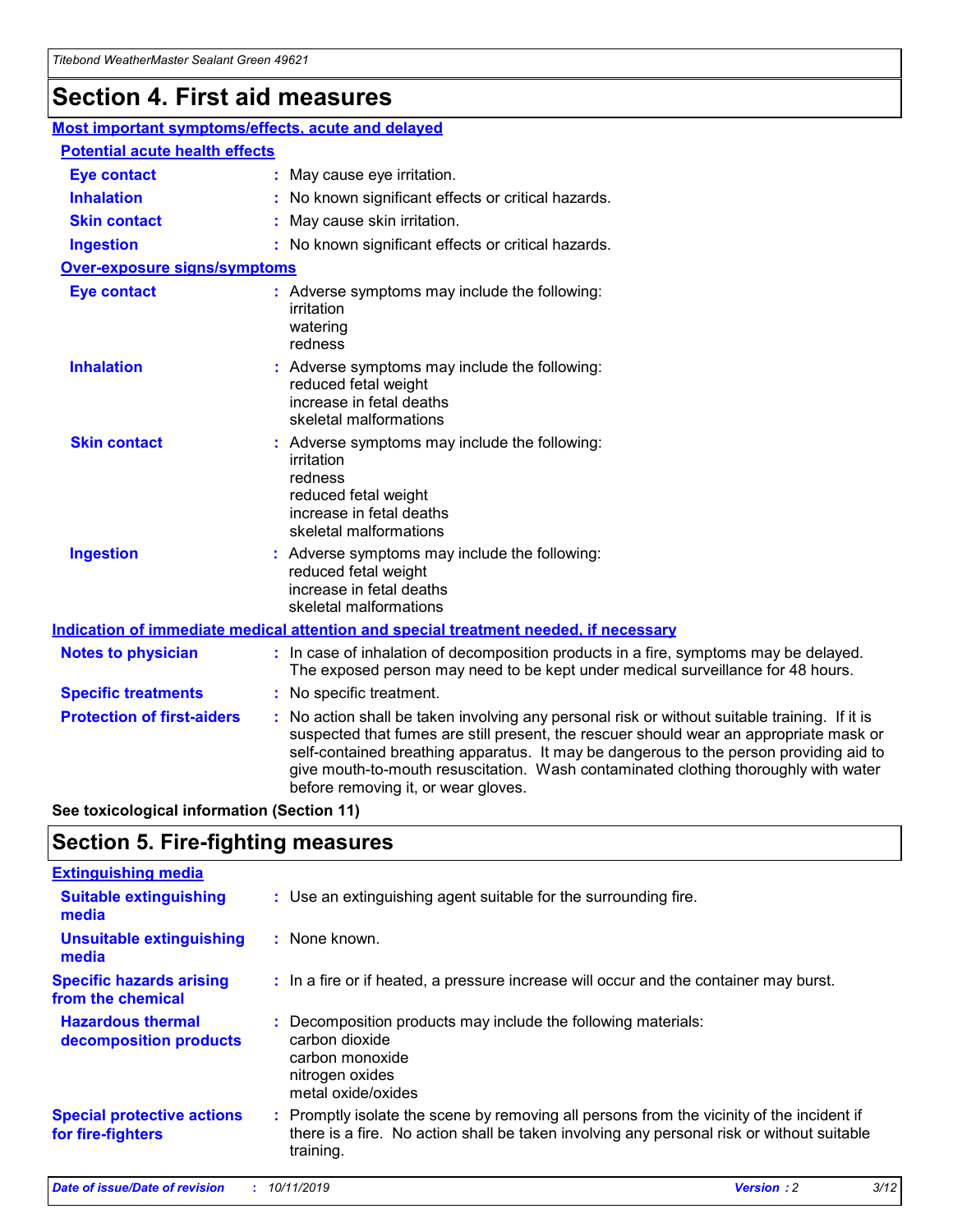# Section 4. First aid measures

## Most important symptoms/effects, acute and delayed

### Potential acute health effects

| | |
|---|---|
| **Eye contact** | May cause eye irritation. |
| **Inhalation** | No known significant effects or critical hazards. |
| **Skin contact** | May cause skin irritation. |
| **Ingestion** | No known significant effects or critical hazards. |

### Over-exposure signs/symptoms

| | |
|---|---|
| **Eye contact** | Adverse symptoms may include the following: irritation, watering, redness |
| **Inhalation** | Adverse symptoms may include the following: reduced fetal weight, increase in fetal deaths, skeletal malformations |
| **Skin contact** | Adverse symptoms may include the following: irritation, redness, reduced fetal weight, increase in fetal deaths, skeletal malformations |
| **Ingestion** | Adverse symptoms may include the following: reduced fetal weight, increase in fetal deaths, skeletal malformations |

## Indication of immediate medical attention and special treatment needed, if necessary

| | |
|---|---|
| **Notes to physician** | In case of inhalation of decomposition products in a fire, symptoms may be delayed. The exposed person may need to be kept under medical surveillance for 48 hours. |
| **Specific treatments** | No specific treatment. |
| **Protection of first-aiders** | No action shall be taken involving any personal risk or without suitable training. If it is suspected that fumes are still present, the rescuer should wear an appropriate mask or self-contained breathing apparatus. It may be dangerous to the person providing aid to give mouth-to-mouth resuscitation. Wash contaminated clothing thoroughly with water before removing it, or wear gloves. |

**See toxicological information (Section 11)**

# Section 5. Fire-fighting measures

## Extinguishing media

| | |
|---|---|
| **Suitable extinguishing media** | Use an extinguishing agent suitable for the surrounding fire. |
| **Unsuitable extinguishing media** | None known. |
| **Specific hazards arising from the chemical** | In a fire or if heated, a pressure increase will occur and the container may burst. |
| **Hazardous thermal decomposition products** | Decomposition products may include the following materials: carbon dioxide, carbon monoxide, nitrogen oxides, metal oxide/oxides |
| **Special protective actions for fire-fighters** | Promptly isolate the scene by removing all persons from the vicinity of the incident if there is a fire. No action shall be taken involving any personal risk or without suitable training. |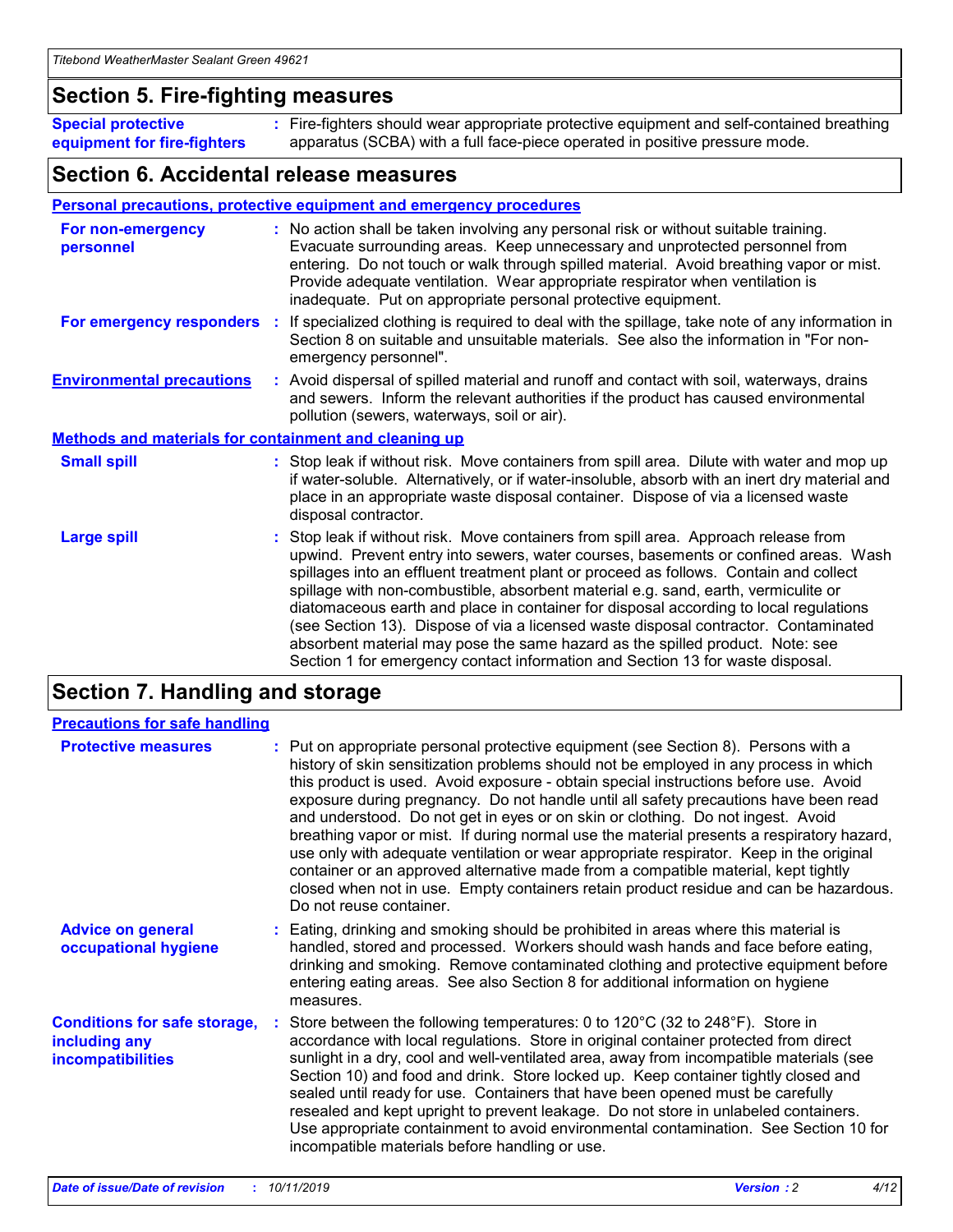## Section 5. Fire-fighting measures

**Special protective equipment for fire-fighters** : Fire-fighters should wear appropriate protective equipment and self-contained breathing apparatus (SCBA) with a full face-piece operated in positive pressure mode.

## Section 6. Accidental release measures

### Personal precautions, protective equipment and emergency procedures

**For non-emergency personnel** : No action shall be taken involving any personal risk or without suitable training. Evacuate surrounding areas. Keep unnecessary and unprotected personnel from entering. Do not touch or walk through spilled material. Avoid breathing vapor or mist. Provide adequate ventilation. Wear appropriate respirator when ventilation is inadequate. Put on appropriate personal protective equipment.

**For emergency responders** : If specialized clothing is required to deal with the spillage, take note of any information in Section 8 on suitable and unsuitable materials. See also the information in "For non-emergency personnel".

**Environmental precautions** : Avoid dispersal of spilled material and runoff and contact with soil, waterways, drains and sewers. Inform the relevant authorities if the product has caused environmental pollution (sewers, waterways, soil or air).

### Methods and materials for containment and cleaning up

**Small spill** : Stop leak if without risk. Move containers from spill area. Dilute with water and mop up if water-soluble. Alternatively, or if water-insoluble, absorb with an inert dry material and place in an appropriate waste disposal container. Dispose of via a licensed waste disposal contractor.

**Large spill** : Stop leak if without risk. Move containers from spill area. Approach release from upwind. Prevent entry into sewers, water courses, basements or confined areas. Wash spillages into an effluent treatment plant or proceed as follows. Contain and collect spillage with non-combustible, absorbent material e.g. sand, earth, vermiculite or diatomaceous earth and place in container for disposal according to local regulations (see Section 13). Dispose of via a licensed waste disposal contractor. Contaminated absorbent material may pose the same hazard as the spilled product. Note: see Section 1 for emergency contact information and Section 13 for waste disposal.

## Section 7. Handling and storage

### Precautions for safe handling

**Protective measures** : Put on appropriate personal protective equipment (see Section 8). Persons with a history of skin sensitization problems should not be employed in any process in which this product is used. Avoid exposure - obtain special instructions before use. Avoid exposure during pregnancy. Do not handle until all safety precautions have been read and understood. Do not get in eyes or on skin or clothing. Do not ingest. Avoid breathing vapor or mist. If during normal use the material presents a respiratory hazard, use only with adequate ventilation or wear appropriate respirator. Keep in the original container or an approved alternative made from a compatible material, kept tightly closed when not in use. Empty containers retain product residue and can be hazardous. Do not reuse container.

**Advice on general occupational hygiene** : Eating, drinking and smoking should be prohibited in areas where this material is handled, stored and processed. Workers should wash hands and face before eating, drinking and smoking. Remove contaminated clothing and protective equipment before entering eating areas. See also Section 8 for additional information on hygiene measures.

**Conditions for safe storage, including any incompatibilities** : Store between the following temperatures: 0 to 120°C (32 to 248°F). Store in accordance with local regulations. Store in original container protected from direct sunlight in a dry, cool and well-ventilated area, away from incompatible materials (see Section 10) and food and drink. Store locked up. Keep container tightly closed and sealed until ready for use. Containers that have been opened must be carefully resealed and kept upright to prevent leakage. Do not store in unlabeled containers. Use appropriate containment to avoid environmental contamination. See Section 10 for incompatible materials before handling or use.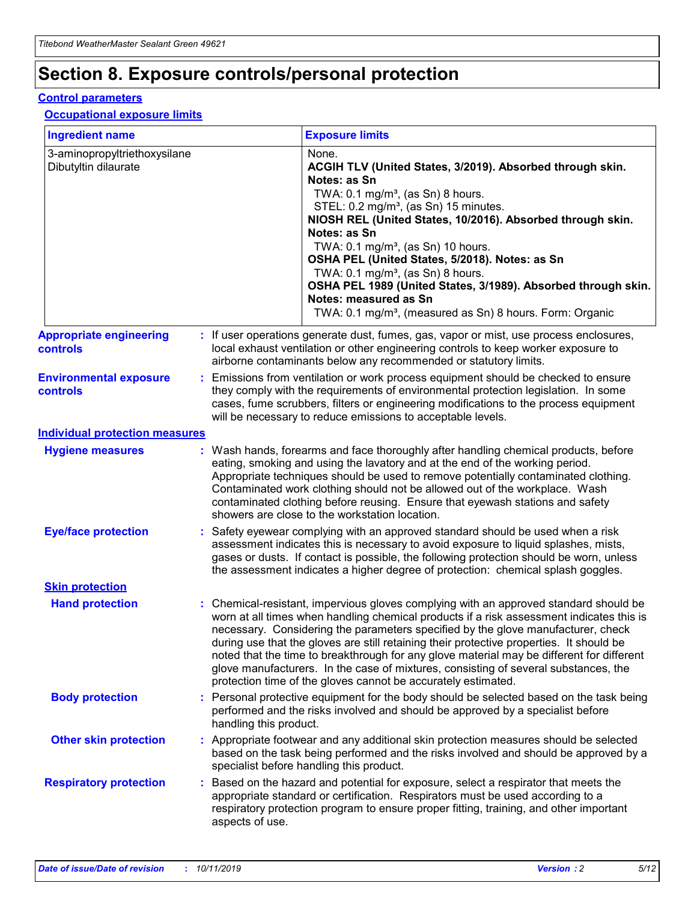# Section 8. Exposure controls/personal protection

## Control parameters

### Occupational exposure limits

| Ingredient name | Exposure limits |
|---|---|
| 3-aminopropyltriethoxysilane<br>Dibutyltin dilaurate | None.<br>**ACGIH TLV (United States, 3/2019). Absorbed through skin. Notes: as Sn**<br>TWA: 0.1 mg/m³, (as Sn) 8 hours.<br>STEL: 0.2 mg/m³, (as Sn) 15 minutes.<br>**NIOSH REL (United States, 10/2016). Absorbed through skin. Notes: as Sn**<br>TWA: 0.1 mg/m³, (as Sn) 10 hours.<br>**OSHA PEL (United States, 5/2018). Notes: as Sn**<br>TWA: 0.1 mg/m³, (as Sn) 8 hours.<br>**OSHA PEL 1989 (United States, 3/1989). Absorbed through skin. Notes: measured as Sn**<br>TWA: 0.1 mg/m³, (measured as Sn) 8 hours. Form: Organic |

**Appropriate engineering controls** : If user operations generate dust, fumes, gas, vapor or mist, use process enclosures, local exhaust ventilation or other engineering controls to keep worker exposure to airborne contaminants below any recommended or statutory limits.

**Environmental exposure controls** : Emissions from ventilation or work process equipment should be checked to ensure they comply with the requirements of environmental protection legislation. In some cases, fume scrubbers, filters or engineering modifications to the process equipment will be necessary to reduce emissions to acceptable levels.

## Individual protection measures

**Hygiene measures** : Wash hands, forearms and face thoroughly after handling chemical products, before eating, smoking and using the lavatory and at the end of the working period. Appropriate techniques should be used to remove potentially contaminated clothing. Contaminated work clothing should not be allowed out of the workplace. Wash contaminated clothing before reusing. Ensure that eyewash stations and safety showers are close to the workstation location.

**Eye/face protection** : Safety eyewear complying with an approved standard should be used when a risk assessment indicates this is necessary to avoid exposure to liquid splashes, mists, gases or dusts. If contact is possible, the following protection should be worn, unless the assessment indicates a higher degree of protection: chemical splash goggles.

### Skin protection

**Hand protection** : Chemical-resistant, impervious gloves complying with an approved standard should be worn at all times when handling chemical products if a risk assessment indicates this is necessary. Considering the parameters specified by the glove manufacturer, check during use that the gloves are still retaining their protective properties. It should be noted that the time to breakthrough for any glove material may be different for different glove manufacturers. In the case of mixtures, consisting of several substances, the protection time of the gloves cannot be accurately estimated.

**Body protection** : Personal protective equipment for the body should be selected based on the task being performed and the risks involved and should be approved by a specialist before handling this product.

**Other skin protection** : Appropriate footwear and any additional skin protection measures should be selected based on the task being performed and the risks involved and should be approved by a specialist before handling this product.

**Respiratory protection** : Based on the hazard and potential for exposure, select a respirator that meets the appropriate standard or certification. Respirators must be used according to a respiratory protection program to ensure proper fitting, training, and other important aspects of use.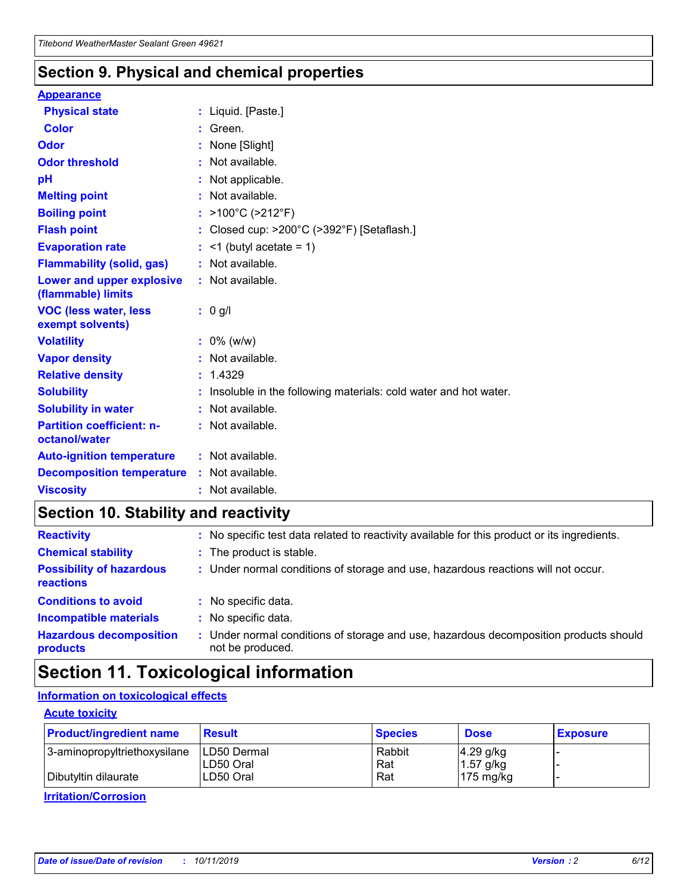## Section 9. Physical and chemical properties

### Appearance

| | |
|---|---|
| **Physical state** | : Liquid. [Paste.] |
| **Color** | : Green. |
| **Odor** | : None [Slight] |
| **Odor threshold** | : Not available. |
| **pH** | : Not applicable. |
| **Melting point** | : Not available. |
| **Boiling point** | : >100°C (>212°F) |
| **Flash point** | : Closed cup: >200°C (>392°F) [Setaflash.] |
| **Evaporation rate** | : <1 (butyl acetate = 1) |
| **Flammability (solid, gas)** | : Not available. |
| **Lower and upper explosive (flammable) limits** | : Not available. |
| **VOC (less water, less exempt solvents)** | : 0 g/l |
| **Volatility** | : 0% (w/w) |
| **Vapor density** | : Not available. |
| **Relative density** | : 1.4329 |
| **Solubility** | : Insoluble in the following materials: cold water and hot water. |
| **Solubility in water** | : Not available. |
| **Partition coefficient: n-octanol/water** | : Not available. |
| **Auto-ignition temperature** | : Not available. |
| **Decomposition temperature** | : Not available. |
| **Viscosity** | : Not available. |

## Section 10. Stability and reactivity

| | |
|---|---|
| **Reactivity** | : No specific test data related to reactivity available for this product or its ingredients. |
| **Chemical stability** | : The product is stable. |
| **Possibility of hazardous reactions** | : Under normal conditions of storage and use, hazardous reactions will not occur. |
| **Conditions to avoid** | : No specific data. |
| **Incompatible materials** | : No specific data. |
| **Hazardous decomposition products** | : Under normal conditions of storage and use, hazardous decomposition products should not be produced. |

## Section 11. Toxicological information

### Information on toxicological effects

#### Acute toxicity

| Product/ingredient name | Result | Species | Dose | Exposure |
|---|---|---|---|---|
| 3-aminopropyltriethoxysilane | LD50 Dermal | Rabbit | 4.29 g/kg | - |
| | LD50 Oral | Rat | 1.57 g/kg | - |
| Dibutyltin dilaurate | LD50 Oral | Rat | 175 mg/kg | - |

#### Irritation/Corrosion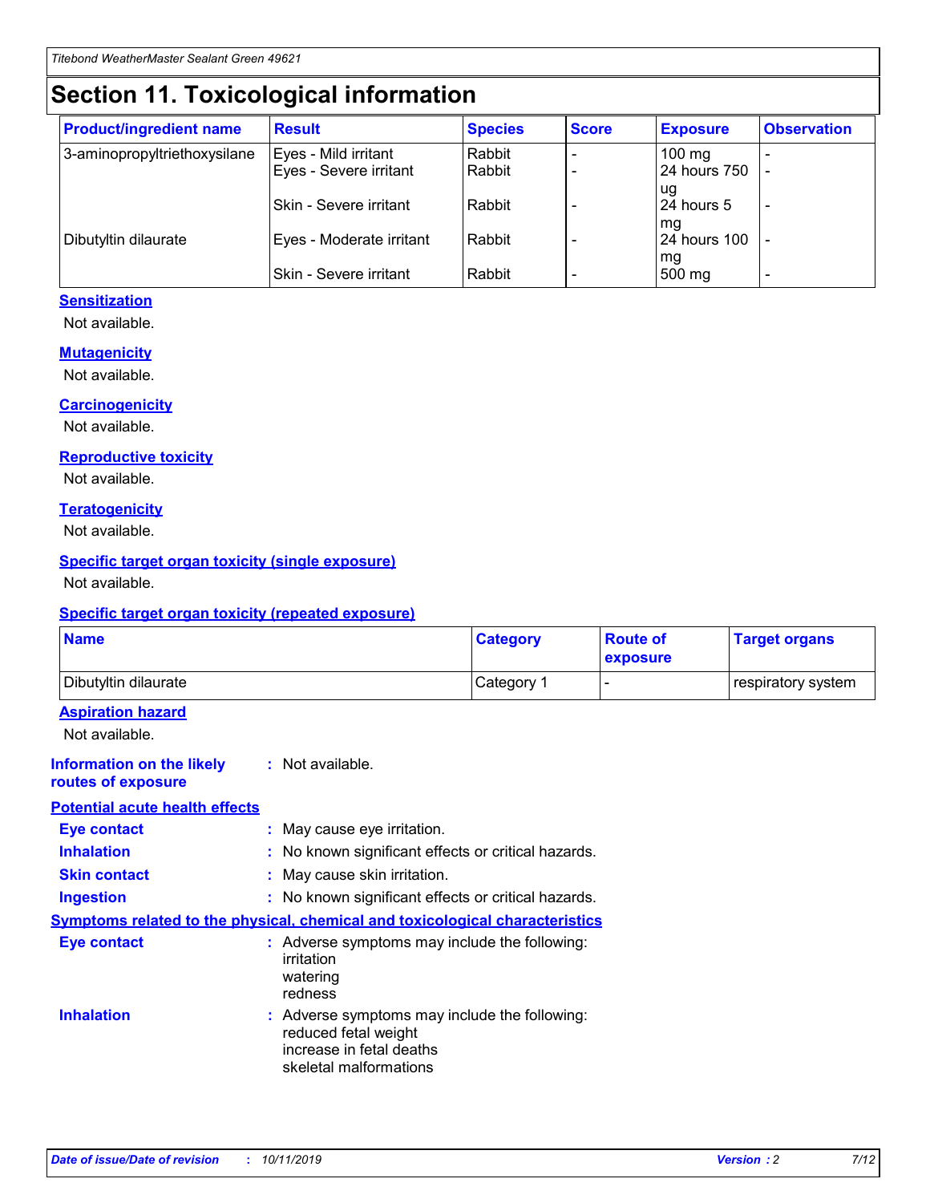# Section 11. Toxicological information

| Product/ingredient name | Result | Species | Score | Exposure | Observation |
|---|---|---|---|---|---|
| 3-aminopropyltriethoxysilane | Eyes - Mild irritant | Rabbit | - | 100 mg | - |
| | Eyes - Severe irritant | Rabbit | - | 24 hours 750 ug | - |
| | Skin - Severe irritant | Rabbit | - | 24 hours 5 mg | - |
| Dibutyltin dilaurate | Eyes - Moderate irritant | Rabbit | - | 24 hours 100 mg | - |
| | Skin - Severe irritant | Rabbit | - | 500 mg | - |

### Sensitization

Not available.

### Mutagenicity

Not available.

### Carcinogenicity

Not available.

### Reproductive toxicity

Not available.

### Teratogenicity

Not available.

### Specific target organ toxicity (single exposure)

Not available.

### Specific target organ toxicity (repeated exposure)

| Name | Category | Route of exposure | Target organs |
|---|---|---|---|
| Dibutyltin dilaurate | Category 1 | - | respiratory system |

### Aspiration hazard

Not available.

**Information on the likely routes of exposure** : Not available.

### Potential acute health effects

**Eye contact** : May cause eye irritation.

**Inhalation** : No known significant effects or critical hazards.

**Skin contact** : May cause skin irritation.

**Ingestion** : No known significant effects or critical hazards.

### Symptoms related to the physical, chemical and toxicological characteristics

**Eye contact** : Adverse symptoms may include the following:
irritation
watering
redness

**Inhalation** : Adverse symptoms may include the following:
reduced fetal weight
increase in fetal deaths
skeletal malformations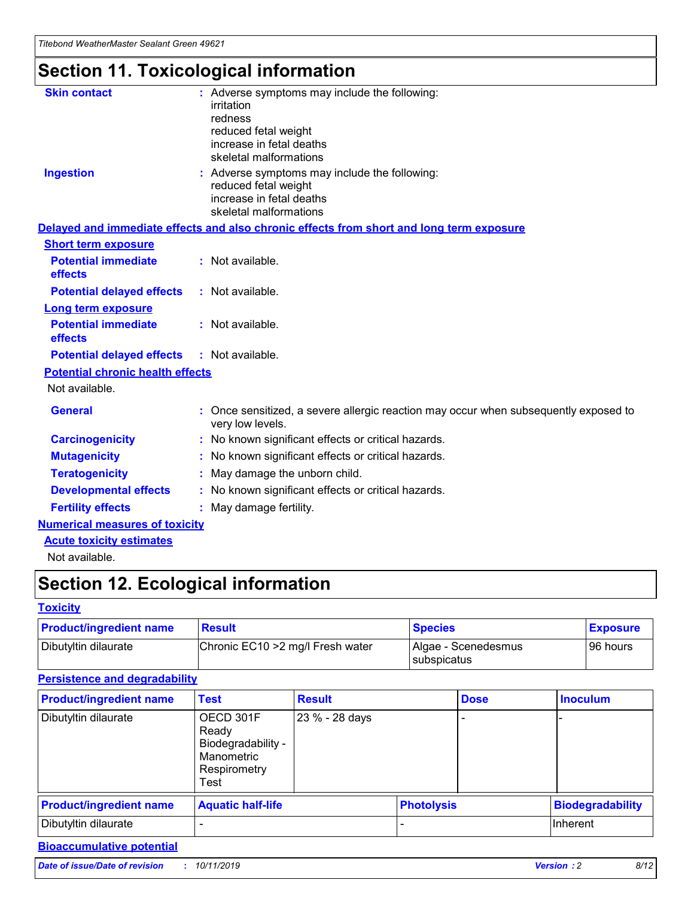# Section 11. Toxicological information

**Skin contact** : Adverse symptoms may include the following:
irritation
redness
reduced fetal weight
increase in fetal deaths
skeletal malformations

**Ingestion** : Adverse symptoms may include the following:
reduced fetal weight
increase in fetal deaths
skeletal malformations

## Delayed and immediate effects and also chronic effects from short and long term exposure

### Short term exposure

**Potential immediate effects** : Not available.

**Potential delayed effects** : Not available.

### Long term exposure

**Potential immediate effects** : Not available.

**Potential delayed effects** : Not available.

### Potential chronic health effects

Not available.

**General** : Once sensitized, a severe allergic reaction may occur when subsequently exposed to very low levels.

**Carcinogenicity** : No known significant effects or critical hazards.

**Mutagenicity** : No known significant effects or critical hazards.

**Teratogenicity** : May damage the unborn child.

**Developmental effects** : No known significant effects or critical hazards.

**Fertility effects** : May damage fertility.

## Numerical measures of toxicity

### Acute toxicity estimates

Not available.

# Section 12. Ecological information

## Toxicity

| Product/ingredient name | Result | Species | Exposure |
|---|---|---|---|
| Dibutyltin dilaurate | Chronic EC10 >2 mg/l Fresh water | Algae - Scenedesmus subspicatus | 96 hours |

## Persistence and degradability

| Product/ingredient name | Test | Result | Dose | Inoculum |
|---|---|---|---|---|
| Dibutyltin dilaurate | OECD 301F Ready Biodegradability - Manometric Respirometry Test | 23 % - 28 days | - | - |

| Product/ingredient name | Aquatic half-life | Photolysis | Biodegradability |
|---|---|---|---|
| Dibutyltin dilaurate | - | - | Inherent |

## Bioaccumulative potential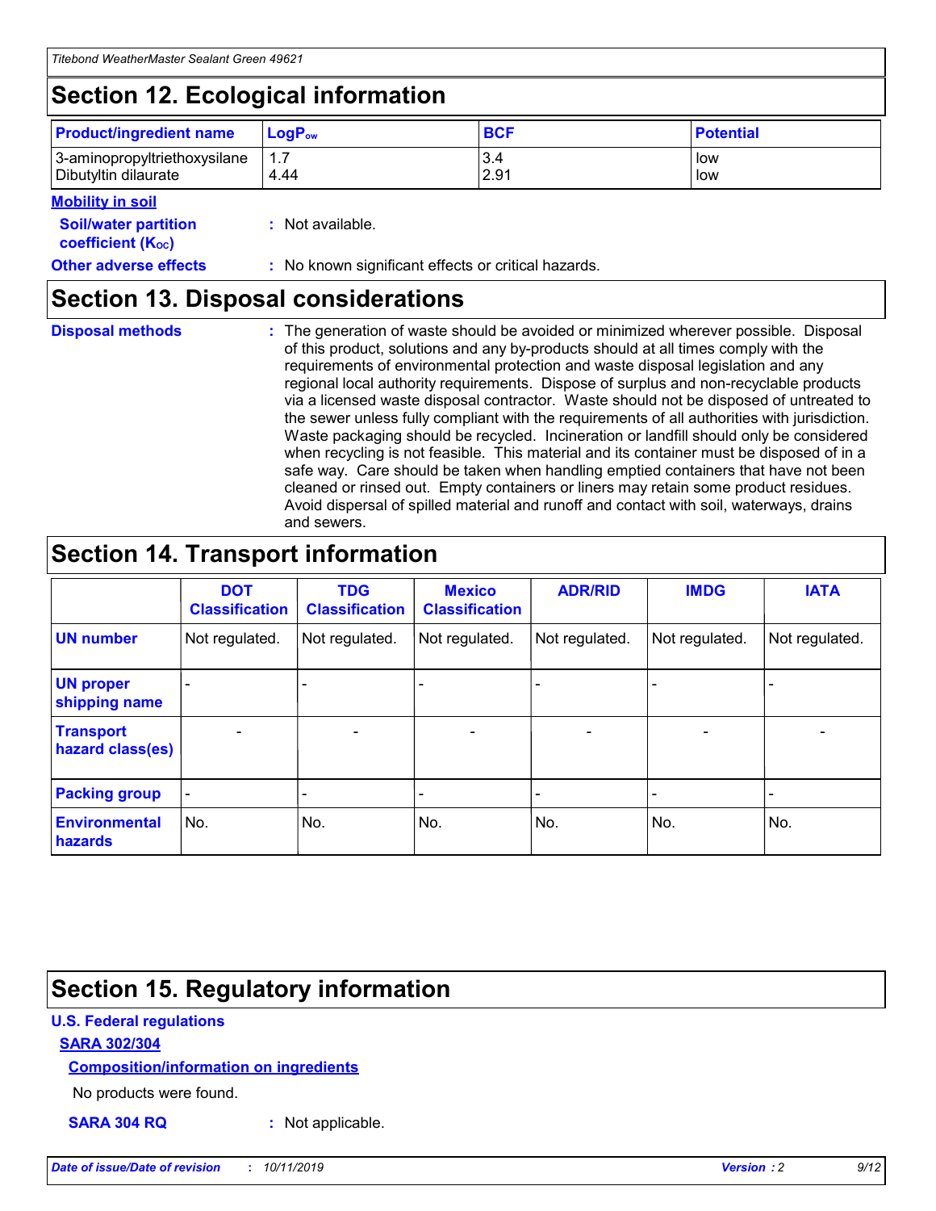## Section 12. Ecological information

| Product/ingredient name | $LogP_{ow}$ | BCF | Potential |
|---|---|---|---|
| 3-aminopropyltriethoxysilane | 1.7 | 3.4 | low |
| Dibutyltin dilaurate | 4.44 | 2.91 | low |

**Mobility in soil**

**Soil/water partition coefficient ($K_{OC}$)** : Not available.

**Other adverse effects** : No known significant effects or critical hazards.

## Section 13. Disposal considerations

**Disposal methods** : The generation of waste should be avoided or minimized wherever possible. Disposal of this product, solutions and any by-products should at all times comply with the requirements of environmental protection and waste disposal legislation and any regional local authority requirements. Dispose of surplus and non-recyclable products via a licensed waste disposal contractor. Waste should not be disposed of untreated to the sewer unless fully compliant with the requirements of all authorities with jurisdiction. Waste packaging should be recycled. Incineration or landfill should only be considered when recycling is not feasible. This material and its container must be disposed of in a safe way. Care should be taken when handling emptied containers that have not been cleaned or rinsed out. Empty containers or liners may retain some product residues. Avoid dispersal of spilled material and runoff and contact with soil, waterways, drains and sewers.

## Section 14. Transport information

| | DOT Classification | TDG Classification | Mexico Classification | ADR/RID | IMDG | IATA |
|---|---|---|---|---|---|---|
| UN number | Not regulated. | Not regulated. | Not regulated. | Not regulated. | Not regulated. | Not regulated. |
| UN proper shipping name | - | - | - | - | - | - |
| Transport hazard class(es) | - | - | - | - | - | - |
| Packing group | - | - | - | - | - | - |
| Environmental hazards | No. | No. | No. | No. | No. | No. |

## Section 15. Regulatory information

**U.S. Federal regulations**

**SARA 302/304**

**Composition/information on ingredients**

No products were found.

**SARA 304 RQ** : Not applicable.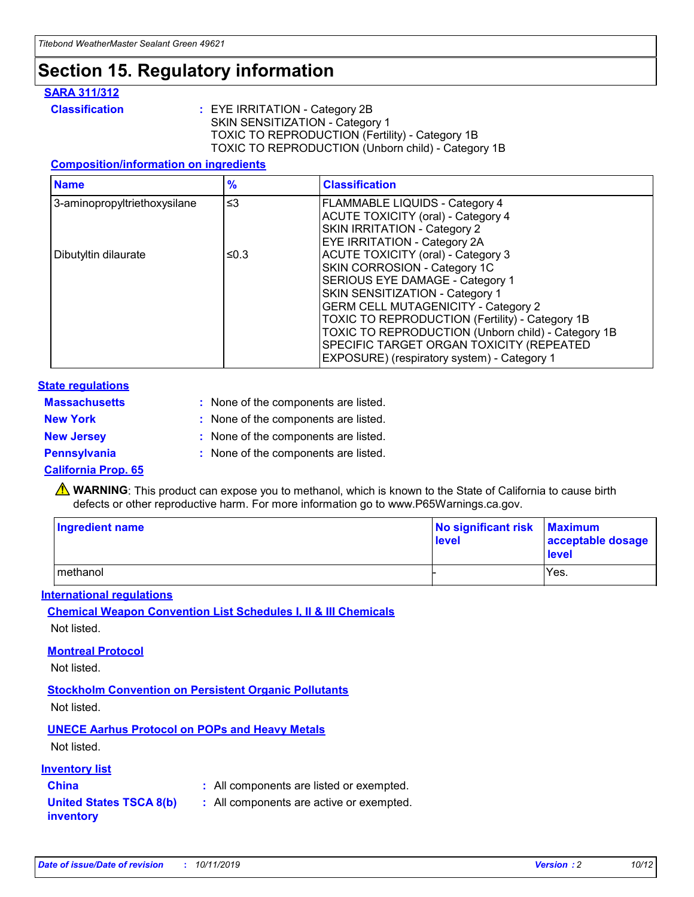# Section 15. Regulatory information

## SARA 311/312

**Classification** : EYE IRRITATION - Category 2B
SKIN SENSITIZATION - Category 1
TOXIC TO REPRODUCTION (Fertility) - Category 1B
TOXIC TO REPRODUCTION (Unborn child) - Category 1B

### Composition/information on ingredients

| Name | % | Classification |
|---|---|---|
| 3-aminopropyltriethoxysilane | ≤3 | FLAMMABLE LIQUIDS - Category 4<br>ACUTE TOXICITY (oral) - Category 4<br>SKIN IRRITATION - Category 2<br>EYE IRRITATION - Category 2A |
| Dibutyltin dilaurate | ≤0.3 | ACUTE TOXICITY (oral) - Category 3<br>SKIN CORROSION - Category 1C<br>SERIOUS EYE DAMAGE - Category 1<br>SKIN SENSITIZATION - Category 1<br>GERM CELL MUTAGENICITY - Category 2<br>TOXIC TO REPRODUCTION (Fertility) - Category 1B<br>TOXIC TO REPRODUCTION (Unborn child) - Category 1B<br>SPECIFIC TARGET ORGAN TOXICITY (REPEATED EXPOSURE) (respiratory system) - Category 1 |

## State regulations

**Massachusetts** : None of the components are listed.

**New York** : None of the components are listed.

**New Jersey** : None of the components are listed.

**Pennsylvania** : None of the components are listed.

## California Prop. 65

⚠ **WARNING**: This product can expose you to methanol, which is known to the State of California to cause birth defects or other reproductive harm. For more information go to www.P65Warnings.ca.gov.

| Ingredient name | No significant risk level | Maximum acceptable dosage level |
|---|---|---|
| methanol | - | Yes. |

## International regulations

### Chemical Weapon Convention List Schedules I, II & III Chemicals

Not listed.

### Montreal Protocol

Not listed.

### Stockholm Convention on Persistent Organic Pollutants

Not listed.

### UNECE Aarhus Protocol on POPs and Heavy Metals

Not listed.

## Inventory list

**China** : All components are listed or exempted.

**United States TSCA 8(b) inventory** : All components are active or exempted.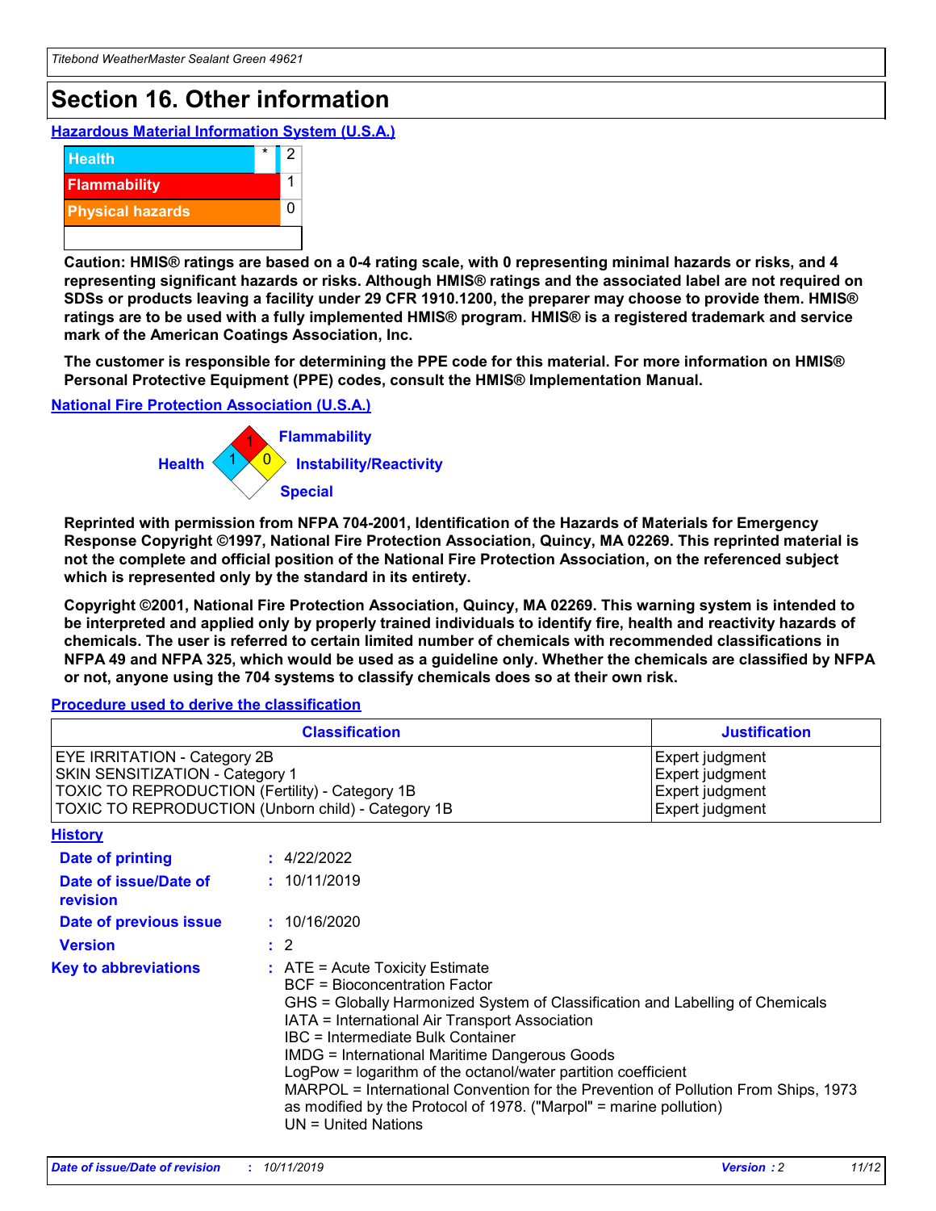# Section 16. Other information

## Hazardous Material Information System (U.S.A.)

| | | |
|---|---|---|
| Health | * | 2 |
| Flammability | | 1 |
| Physical hazards | | 0 |

**Caution: HMIS® ratings are based on a 0-4 rating scale, with 0 representing minimal hazards or risks, and 4 representing significant hazards or risks. Although HMIS® ratings and the associated label are not required on SDSs or products leaving a facility under 29 CFR 1910.1200, the preparer may choose to provide them. HMIS® ratings are to be used with a fully implemented HMIS® program. HMIS® is a registered trademark and service mark of the American Coatings Association, Inc.**

**The customer is responsible for determining the PPE code for this material. For more information on HMIS® Personal Protective Equipment (PPE) codes, consult the HMIS® Implementation Manual.**

## National Fire Protection Association (U.S.A.)

Health: 1
Flammability: 1
Instability/Reactivity: 0
Special:

**Reprinted with permission from NFPA 704-2001, Identification of the Hazards of Materials for Emergency Response Copyright ©1997, National Fire Protection Association, Quincy, MA 02269. This reprinted material is not the complete and official position of the National Fire Protection Association, on the referenced subject which is represented only by the standard in its entirety.**

**Copyright ©2001, National Fire Protection Association, Quincy, MA 02269. This warning system is intended to be interpreted and applied only by properly trained individuals to identify fire, health and reactivity hazards of chemicals. The user is referred to certain limited number of chemicals with recommended classifications in NFPA 49 and NFPA 325, which would be used as a guideline only. Whether the chemicals are classified by NFPA or not, anyone using the 704 systems to classify chemicals does so at their own risk.**

## Procedure used to derive the classification

| Classification | Justification |
|---|---|
| EYE IRRITATION - Category 2B | Expert judgment |
| SKIN SENSITIZATION - Category 1 | Expert judgment |
| TOXIC TO REPRODUCTION (Fertility) - Category 1B | Expert judgment |
| TOXIC TO REPRODUCTION (Unborn child) - Category 1B | Expert judgment |

## History

**Date of printing** : 4/22/2022

**Date of issue/Date of revision** : 10/11/2019

**Date of previous issue** : 10/16/2020

**Version** : 2

**Key to abbreviations** : ATE = Acute Toxicity Estimate
BCF = Bioconcentration Factor
GHS = Globally Harmonized System of Classification and Labelling of Chemicals
IATA = International Air Transport Association
IBC = Intermediate Bulk Container
IMDG = International Maritime Dangerous Goods
LogPow = logarithm of the octanol/water partition coefficient
MARPOL = International Convention for the Prevention of Pollution From Ships, 1973 as modified by the Protocol of 1978. ("Marpol" = marine pollution)
UN = United Nations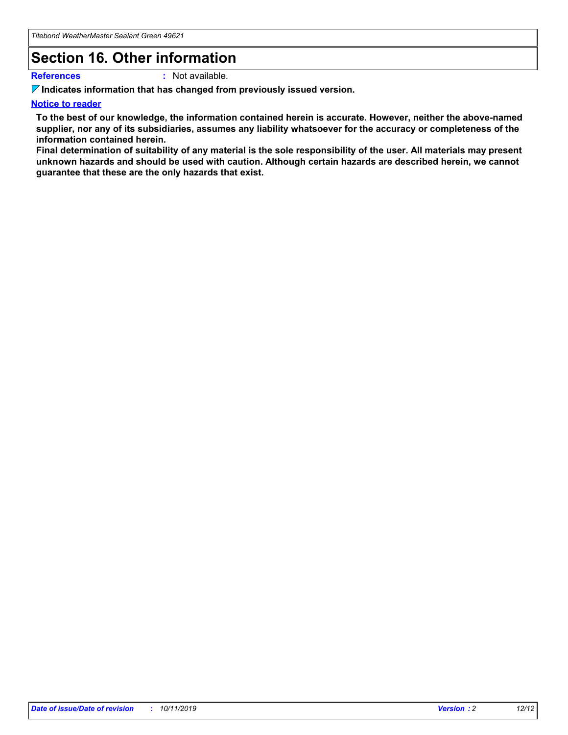# Section 16. Other information

**References** : Not available.

**Indicates information that has changed from previously issued version.**

**Notice to reader**

**To the best of our knowledge, the information contained herein is accurate. However, neither the above-named supplier, nor any of its subsidiaries, assumes any liability whatsoever for the accuracy or completeness of the information contained herein.**

**Final determination of suitability of any material is the sole responsibility of the user. All materials may present unknown hazards and should be used with caution. Although certain hazards are described herein, we cannot guarantee that these are the only hazards that exist.**